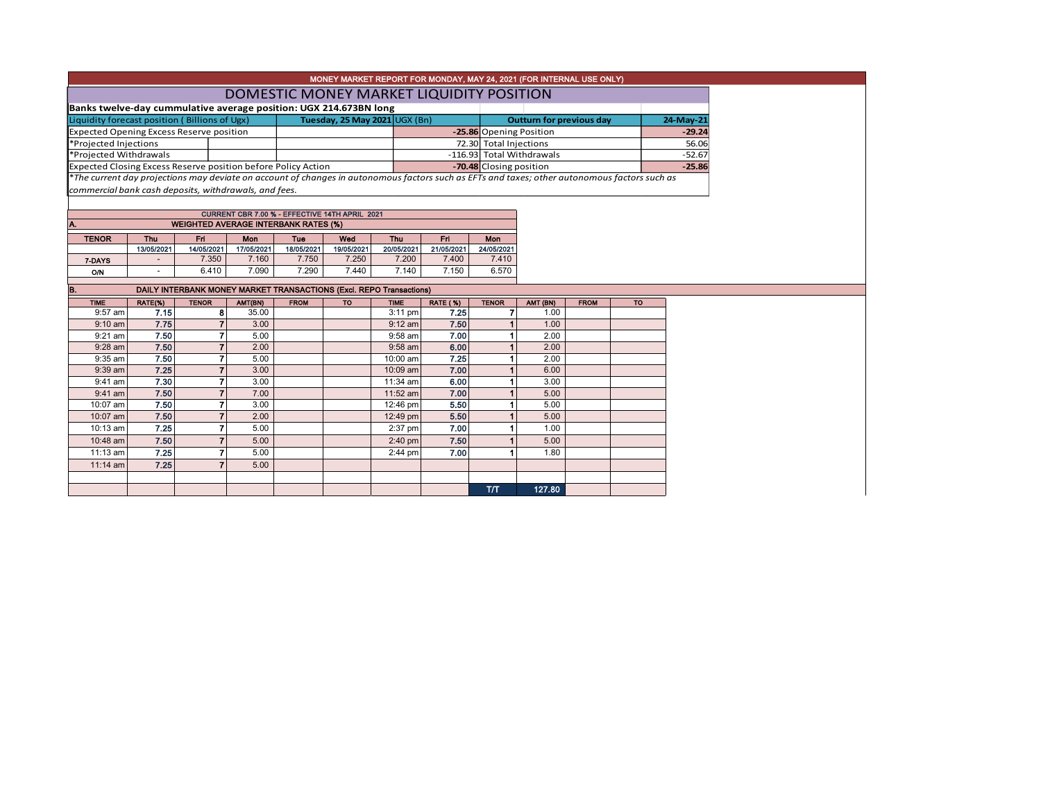MONEY MARKET REPORT FOR MONDAY, MAY 24, 2021 (FOR INTERNAL USE ONLY)

# DOMESTIC MONEY MARKET LIQUIDITY POSITION

**Banks twelve-day cummulative average position: UGX 214.673BN long**

| Liquidity forecast position ( Billions of Ugx) | Tuesday, 25 May 2021 UGX (Bn) | Outturn for previous day | 24-May-21 |
|---|---|---|---|
| Expected Opening Excess Reserve position | -25.86 | Opening Position | -29.24 |
| *Projected Injections | 72.30 | Total Injections | 56.06 |
| *Projected Withdrawals | -116.93 | Total Withdrawals | -52.67 |
| Expected Closing Excess Reserve position before Policy Action | -70.48 | Closing position | -25.86 |

*\*The current day projections may deviate on account of changes in autonomous factors such as EFTs and taxes; other autonomous factors such as commercial bank cash deposits, withdrawals, and fees.*

CURRENT CBR 7.00 % - EFFECTIVE 14TH APRIL 2021

**A. WEIGHTED AVERAGE INTERBANK RATES (%)**

| TENOR | Thu | Fri | Mon | Tue | Wed | Thu | Fri | Mon |
|---|---|---|---|---|---|---|---|---|
| | 13/05/2021 | 14/05/2021 | 17/05/2021 | 18/05/2021 | 19/05/2021 | 20/05/2021 | 21/05/2021 | 24/05/2021 |
| 7-DAYS | - | 7.350 | 7.160 | 7.750 | 7.250 | 7.200 | 7.400 | 7.410 |
| O/N | - | 6.410 | 7.090 | 7.290 | 7.440 | 7.140 | 7.150 | 6.570 |

**B. DAILY INTERBANK MONEY MARKET TRANSACTIONS (Excl. REPO Transactions)**

| TIME | RATE(%) | TENOR | AMT(BN) | FROM | TO | TIME | RATE (%) | TENOR | AMT (BN) | FROM | TO |
|---|---|---|---|---|---|---|---|---|---|---|---|
| 9:57 am | 7.15 | 8 | 35.00 | | | 3:11 pm | 7.25 | 7 | 1.00 | | |
| 9:10 am | 7.75 | 7 | 3.00 | | | 9:12 am | 7.50 | 1 | 1.00 | | |
| 9:21 am | 7.50 | 7 | 5.00 | | | 9:58 am | 7.00 | 1 | 2.00 | | |
| 9:28 am | 7.50 | 7 | 2.00 | | | 9:58 am | 6.00 | 1 | 2.00 | | |
| 9:35 am | 7.50 | 7 | 5.00 | | | 10:00 am | 7.25 | 1 | 2.00 | | |
| 9:39 am | 7.25 | 7 | 3.00 | | | 10:09 am | 7.00 | 1 | 6.00 | | |
| 9:41 am | 7.30 | 7 | 3.00 | | | 11:34 am | 6.00 | 1 | 3.00 | | |
| 9:41 am | 7.50 | 7 | 7.00 | | | 11:52 am | 7.00 | 1 | 5.00 | | |
| 10:07 am | 7.50 | 7 | 3.00 | | | 12:46 pm | 5.50 | 1 | 5.00 | | |
| 10:07 am | 7.50 | 7 | 2.00 | | | 12:49 pm | 5.50 | 1 | 5.00 | | |
| 10:13 am | 7.25 | 7 | 5.00 | | | 2:37 pm | 7.00 | 1 | 1.00 | | |
| 10:48 am | 7.50 | 7 | 5.00 | | | 2:40 pm | 7.50 | 1 | 5.00 | | |
| 11:13 am | 7.25 | 7 | 5.00 | | | 2:44 pm | 7.00 | 1 | 1.80 | | |
| 11:14 am | 7.25 | 7 | 5.00 | | | | | | | | |
| | | | | | | | | T/T | 127.80 | | |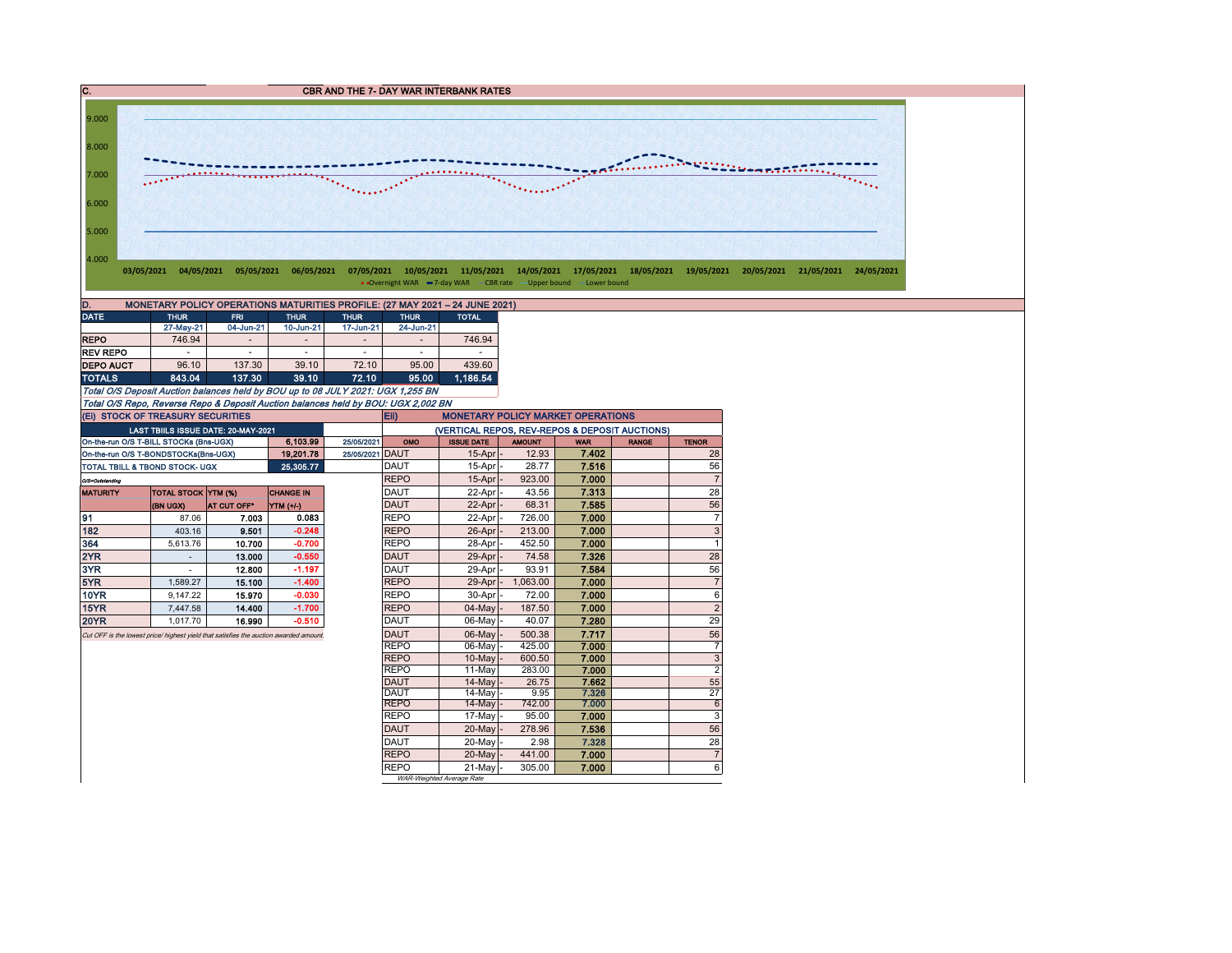## C. CBR AND THE 7- DAY WAR INTERBANK RATES

9.000
8.000
7.000
6.000
5.000
4.000

03/05/2021 04/05/2021 05/05/2021 06/05/2021 07/05/2021 10/05/2021 11/05/2021 14/05/2021 17/05/2021 18/05/2021 19/05/2021 20/05/2021 21/05/2021 24/05/2021

Overnight WAR — 7-day WAR — CBR rate — Upper bound — Lower bound

## D. MONETARY POLICY OPERATIONS MATURITIES PROFILE: (27 MAY 2021 – 24 JUNE 2021)

| DATE | THUR | FRI | THUR | THUR | THUR | TOTAL |
|---|---|---|---|---|---|---|
| | 27-May-21 | 04-Jun-21 | 10-Jun-21 | 17-Jun-21 | 24-Jun-21 | |
| REPO | 746.94 | - | - | - | - | 746.94 |
| REV REPO | - | - | - | - | - | - |
| DEPO AUCT | 96.10 | 137.30 | 39.10 | 72.10 | 95.00 | 439.60 |
| TOTALS | 843.04 | 137.30 | 39.10 | 72.10 | 95.00 | 1,186.54 |

*Total O/S Deposit Auction balances held by BOU up to 08 JULY 2021: UGX 1,255 BN*

*Total O/S Repo, Reverse Repo & Deposit Auction balances held by BOU: UGX 2,002 BN*

### (EI) STOCK OF TREASURY SECURITIES

| LAST TBIILS ISSUE DATE: 20-MAY-2021 | | |
|---|---|---|
| On-the-run O/S T-BILL STOCKs (Bns-UGX) | 6,103.99 | 25/05/2021 |
| On-the-run O/S T-BONDSTOCKs(Bns-UGX) | 19,201.78 | 25/05/2021 |
| TOTAL TBILL & TBOND STOCK- UGX | 25,305.77 | |

O/S=Outstanding

| MATURITY | TOTAL STOCK (BN UGX) | YTM (%) AT CUT OFF* | CHANGE IN YTM (+/-) |
|---|---|---|---|
| 91 | 87.06 | 7.003 | 0.083 |
| 182 | 403.16 | 9.501 | -0.248 |
| 364 | 5,613.76 | 10.700 | -0.700 |
| 2YR | - | 13.000 | -0.550 |
| 3YR | - | 12.800 | -1.197 |
| 5YR | 1,589.27 | 15.100 | -1.400 |
| 10YR | 9,147.22 | 15.970 | -0.030 |
| 15YR | 7,447.58 | 14.400 | -1.700 |
| 20YR | 1,017.70 | 16.990 | -0.510 |

*Cut OFF is the lowest price/ highest yield that satisfies the auction awarded amount.*

### EII) MONETARY POLICY MARKET OPERATIONS

(VERTICAL REPOS, REV-REPOS & DEPOSIT AUCTIONS)

| OMO | ISSUE DATE | AMOUNT | WAR | RANGE | TENOR |
|---|---|---|---|---|---|
| DAUT | 15-Apr | 12.93 | 7.402 | | 28 |
| DAUT | 15-Apr | 28.77 | 7.516 | | 56 |
| REPO | 15-Apr | 923.00 | 7.000 | | 7 |
| DAUT | 22-Apr | 43.56 | 7.313 | | 28 |
| DAUT | 22-Apr | 68.31 | 7.585 | | 56 |
| REPO | 22-Apr | 726.00 | 7.000 | | 7 |
| REPO | 26-Apr | 213.00 | 7.000 | | 3 |
| REPO | 28-Apr | 452.50 | 7.000 | | 1 |
| DAUT | 29-Apr | 74.58 | 7.326 | | 28 |
| DAUT | 29-Apr | 93.91 | 7.584 | | 56 |
| REPO | 29-Apr | 1,063.00 | 7.000 | | 7 |
| REPO | 30-Apr | 72.00 | 7.000 | | 6 |
| REPO | 04-May | 187.50 | 7.000 | | 2 |
| DAUT | 06-May | 40.07 | 7.280 | | 29 |
| DAUT | 06-May | 500.38 | 7.717 | | 56 |
| REPO | 06-May | 425.00 | 7.000 | | 7 |
| REPO | 10-May | 600.50 | 7.000 | | 3 |
| REPO | 11-May | 283.00 | 7.000 | | 2 |
| DAUT | 14-May | 26.75 | 7.662 | | 55 |
| DAUT | 14-May | 9.95 | 7.326 | | 27 |
| REPO | 14-May | 742.00 | 7.000 | | 6 |
| REPO | 17-May | 95.00 | 7.000 | | 3 |
| DAUT | 20-May | 278.96 | 7.536 | | 56 |
| DAUT | 20-May | 2.98 | 7.328 | | 28 |
| REPO | 20-May | 441.00 | 7.000 | | 7 |
| REPO | 21-May | 305.00 | 7.000 | | 6 |

*WAR-Weighted Average Rate*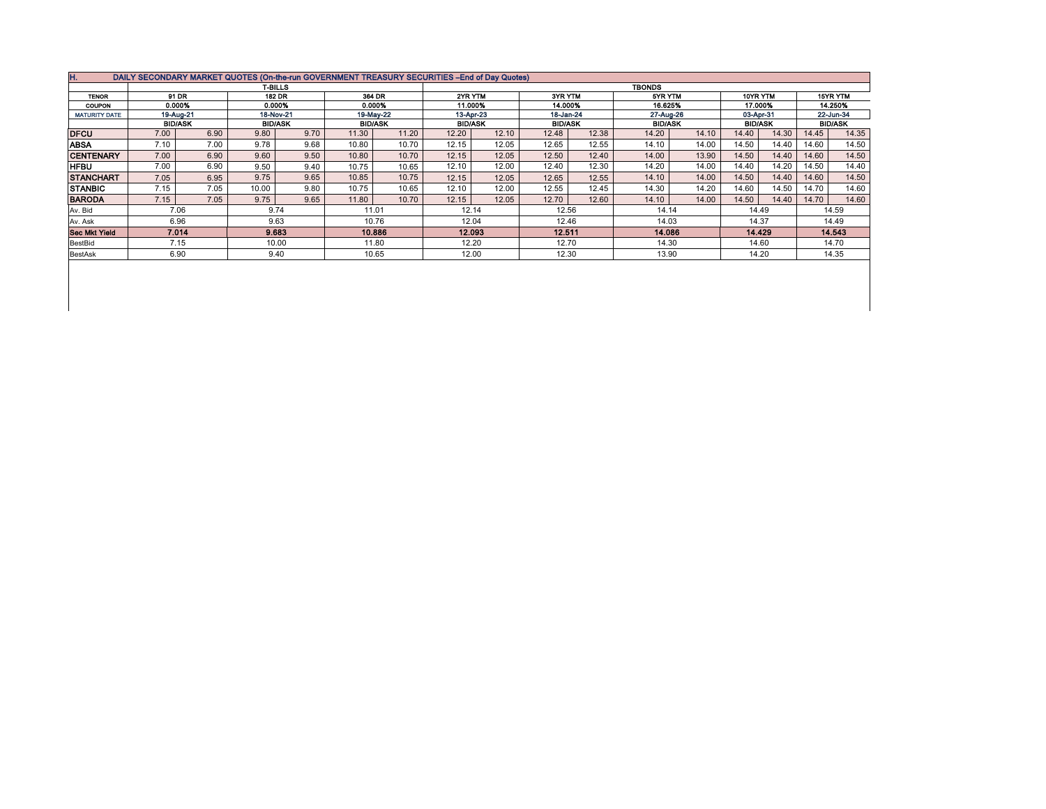| H. | DAILY SECONDARY MARKET QUOTES (On-the-run GOVERNMENT TREASURY SECURITIES –End of Day Quotes) | | | | | | | | | | | | | | | |
|---|---|---|---|---|---|---|---|---|---|---|---|---|---|---|---|---|
| | T-BILLS | | | | | | TBONDS | | | | | | | | | |
| TENOR | 91 DR | | 182 DR | | 364 DR | | 2YR YTM | | 3YR YTM | | 5YR YTM | | 10YR YTM | | 15YR YTM | |
| COUPON | 0.000% | | 0.000% | | 0.000% | | 11.000% | | 14.000% | | 16.625% | | 17.000% | | 14.250% | |
| MATURITY DATE | 19-Aug-21 | | 18-Nov-21 | | 19-May-22 | | 13-Apr-23 | | 18-Jan-24 | | 27-Aug-26 | | 03-Apr-31 | | 22-Jun-34 | |
| | BID/ASK | | BID/ASK | | BID/ASK | | BID/ASK | | BID/ASK | | BID/ASK | | BID/ASK | | BID/ASK | |
| DFCU | 7.00 | 6.90 | 9.80 | 9.70 | 11.30 | 11.20 | 12.20 | 12.10 | 12.48 | 12.38 | 14.20 | 14.10 | 14.40 | 14.30 | 14.45 | 14.35 |
| ABSA | 7.10 | 7.00 | 9.78 | 9.68 | 10.80 | 10.70 | 12.15 | 12.05 | 12.65 | 12.55 | 14.10 | 14.00 | 14.50 | 14.40 | 14.60 | 14.50 |
| CENTENARY | 7.00 | 6.90 | 9.60 | 9.50 | 10.80 | 10.70 | 12.15 | 12.05 | 12.50 | 12.40 | 14.00 | 13.90 | 14.50 | 14.40 | 14.60 | 14.50 |
| HFBU | 7.00 | 6.90 | 9.50 | 9.40 | 10.75 | 10.65 | 12.10 | 12.00 | 12.40 | 12.30 | 14.20 | 14.00 | 14.40 | 14.20 | 14.50 | 14.40 |
| STANCHART | 7.05 | 6.95 | 9.75 | 9.65 | 10.85 | 10.75 | 12.15 | 12.05 | 12.65 | 12.55 | 14.10 | 14.00 | 14.50 | 14.40 | 14.60 | 14.50 |
| STANBIC | 7.15 | 7.05 | 10.00 | 9.80 | 10.75 | 10.65 | 12.10 | 12.00 | 12.55 | 12.45 | 14.30 | 14.20 | 14.60 | 14.50 | 14.70 | 14.60 |
| BARODA | 7.15 | 7.05 | 9.75 | 9.65 | 11.80 | 10.70 | 12.15 | 12.05 | 12.70 | 12.60 | 14.10 | 14.00 | 14.50 | 14.40 | 14.70 | 14.60 |
| Av. Bid | 7.06 | | 9.74 | | 11.01 | | 12.14 | | 12.56 | | 14.14 | | 14.49 | | 14.59 | |
| Av. Ask | 6.96 | | 9.63 | | 10.76 | | 12.04 | | 12.46 | | 14.03 | | 14.37 | | 14.49 | |
| Sec Mkt Yield | 7.014 | | 9.683 | | 10.886 | | 12.093 | | 12.511 | | 14.086 | | 14.429 | | 14.543 | |
| BestBid | 7.15 | | 10.00 | | 11.80 | | 12.20 | | 12.70 | | 14.30 | | 14.60 | | 14.70 | |
| BestAsk | 6.90 | | 9.40 | | 10.65 | | 12.00 | | 12.30 | | 13.90 | | 14.20 | | 14.35 | |